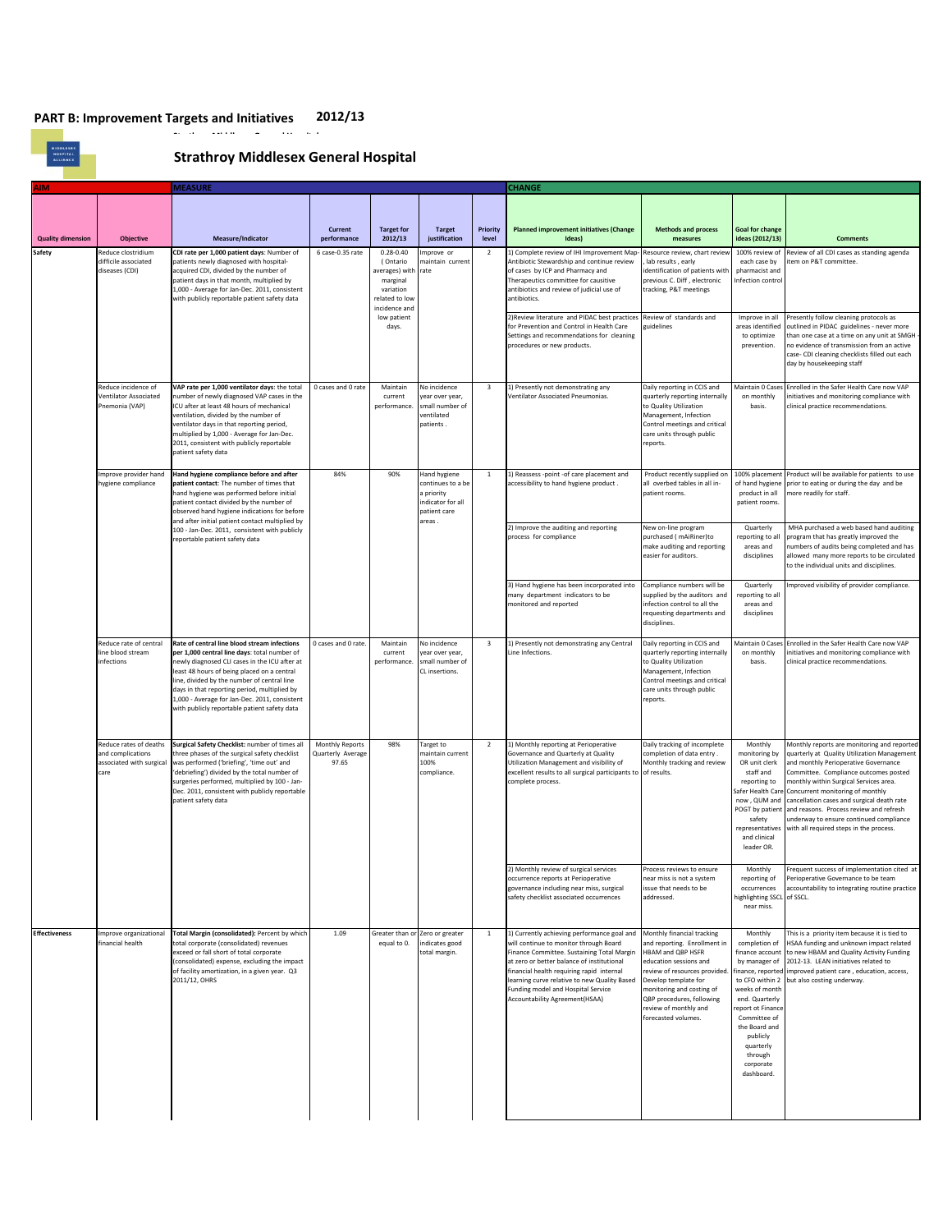## PART B: Improvement Targets and Initiatives 2012/13

## Strathroy Middlesex General Hospital

| AIM | | MEASURE | | | | | CHANGE | | | |
|---|---|---|---|---|---|---|---|---|---|---|
| Quality dimension | Objective | Measure/Indicator | Current performance | Target for 2012/13 | Target justification | Priority level | Planned improvement initiatives (Change Ideas) | Methods and process measures | Goal for change ideas (2012/13) | Comments |
| Safety | Reduce clostridium difficile associated diseases (CDI) | **CDI rate per 1,000 patient days**: Number of patients newly diagnosed with hospital-acquired CDI, divided by the number of patient days in that month, multiplied by 1,000 - Average for Jan-Dec. 2011, consistent with publicly reportable patient safety data | 6 case-0.35 rate | 0.28-0.40 ( Ontario averages) with marginal variation related to low incidence and low patient days. | Improve or maintain current rate | 2 | 1) Complete review of IHI Improvement Map-Antibiotic Stewardship and continue review of cases by ICP and Pharmacy and Therapeutics committee for causitive antibiotics and review of judicial use of antibiotics. | Resource review, chart review , lab results , early identification of patients with previous C. Diff , electronic tracking, P&T meetings | 100% review of each case by pharmacist and Infection control | Review of all CDI cases as standing agenda item on P&T committee. |
| | | | | | | | 2)Review literature and PIDAC best practices for Prevention and Control in Health Care Settings and recommendations for cleaning procedures or new products. | Review of standards and guidelines | Improve in all areas identified to optimize prevention. | Presently follow cleaning protocols as outlined in PIDAC guidelines - never more than one case at a time on any unit at SMGH - no evidence of transmission from an active case- CDI cleaning checklists filled out each day by housekeeping staff |
| | Reduce incidence of Ventilator Associated Pnemonia (VAP) | **VAP rate per 1,000 ventilator days**: the total number of newly diagnosed VAP cases in the ICU after at least 48 hours of mechanical ventilation, divided by the number of ventilator days in that reporting period, multiplied by 1,000 - Average for Jan-Dec. 2011, consistent with publicly reportable patient safety data | 0 cases and 0 rate | Maintain current performance. | No incidence year over year, small number of ventilated patients . | 3 | 1) Presently not demonstrating any Ventilator Associated Pneumonias. | Daily reporting in CCIS and quarterly reporting internally to Quality Utilization Management, Infection Control meetings and critical care units through public reports. | Maintain 0 Cases on monthly basis. | Enrolled in the Safer Health Care now VAP initiatives and monitoring compliance with clinical practice recommendations. |
| | Improve provider hand hygiene compliance | **Hand hygiene compliance before and after patient contact**: The number of times that hand hygiene was performed before initial patient contact divided by the number of observed hand hygiene indications for before and after initial patient contact multiplied by 100 - Jan-Dec. 2011, consistent with publicly reportable patient safety data | 84% | 90% | Hand hygiene continues to a be a priority indicator for all patient care areas . | 1 | 1) Reassess -point -of care placement and accessibility to hand hygiene product . | Product recently supplied on all overbed tables in all in-patient rooms. | 100% placement of hand hygiene product in all patient rooms. | Product will be available for patients to use prior to eating or during the day and be more readily for staff. |
| | | | | | | | 2) Improve the auditing and reporting process for compliance | New on-line program purchased ( mAiRiner)to make auditing and reporting easier for auditors. | Quarterly reporting to all areas and disciplines | MHA purchased a web based hand auditing program that has greatly improved the numbers of audits being completed and has allowed many more reports to be circulated to the individual units and disciplines. |
| | | | | | | | 3) Hand hygiene has been incorporated into many department indicators to be monitored and reported | Compliance numbers will be supplied by the auditors and infection control to all the requesting departments and disciplines. | Quarterly reporting to all areas and disciplines | Improved visibility of provider compliance. |
| | Reduce rate of central line blood stream infections | **Rate of central line blood stream infections per 1,000 central line days**: total number of newly diagnosed CLI cases in the ICU after at least 48 hours of being placed on a central line, divided by the number of central line days in that reporting period, multiplied by 1,000 - Average for Jan-Dec. 2011, consistent with publicly reportable patient safety data | 0 cases and 0 rate. | Maintain current performance. | No incidence year over year, small number of CL insertions. | 3 | 1) Presently not demonstrating any Central Line Infections. | Daily reporting in CCIS and quarterly reporting internally to Quality Utilization Management, Infection Control meetings and critical care units through public reports. | Maintain 0 Cases on monthly basis. | Enrolled in the Safer Health Care now VAP initiatives and monitoring compliance with clinical practice recommendations. |
| | Reduce rates of deaths and complications associated with surgical care | **Surgical Safety Checklist**: number of times all three phases of the surgical safety checklist was performed ('briefing', 'time out' and 'debriefing') divided by the total number of surgeries performed, multiplied by 100 - Jan-Dec. 2011, consistent with publicly reportable patient safety data | Monthly Reports Quarterly Average 97.65 | 98% | Target to maintain current 100% compliance. | 2 | 1) Monthly reporting at Perioperative Governance and Quarterly at Quality Utilization Management and visibility of excellent results to all surgical participants to complete process. | Daily tracking of incomplete completion of data entry . Monthly tracking and review of results. | Monthly monitoring by OR unit clerk staff and reporting to Safer Health Care now , QUM and POGT by patient safety representatives and clinical leader OR. | Monthly reports are monitoring and reported quarterly at Quality Utilization Management and monthly Perioperative Governance Committee. Compliance outcomes posted monthly within Surgical Services area. Concurrent monitoring of monthly cancellation cases and surgical death rate and reasons. Process review and refresh underway to ensure continued compliance with all required steps in the process. |
| | | | | | | | 2) Monthly review of surgical services occurrence reports at Perioperative governance including near miss, surgical safety checklist associated occurrences | Process reviews to ensure near miss is not a system issue that needs to be addressed. | Monthly reporting of occurrences highlighting SSCL near miss. | Frequent success of implementation cited at Perioperative Governance to be team accountability to integrating routine practice of SSCL. |
| Effectiveness | Improve organizational financial health | **Total Margin (consolidated)**: Percent by which total corporate (consolidated) revenues exceed or fall short of total corporate (consolidated) expense, excluding the impact of facility amortization, in a given year. Q3 2011/12, OHRS | 1.09 | Greater than or equal to 0. | Zero or greater indicates good total margin. | 1 | 1) Currently achieving performance goal and will continue to monitor through Board Finance Committee. Sustaining Total Margin at zero or better balance of institutional financial health requiring rapid internal learning curve relative to new Quality Based Funding model and Hospital Service Accountability Agreement(HSAA) | Monthly financial tracking and reporting. Enrollment in HBAM and QBP HSFR education sessions and review of resources provided. Develop template for monitoring and costing of QBP procedures, following review of monthly and forecasted volumes. | Monthly completion of finance account by manager of finance, reported to CFO within 2 weeks of month end. Quarterly report at Finance Committee of the Board and publicly quarterly through corporate dashboard. | This is a priority item because it is tied to HSAA funding and unknown impact related to new HBAM and Quality Activity Funding 2012-13. LEAN initiatives related to improved patient care , education, access, but also costing underway. |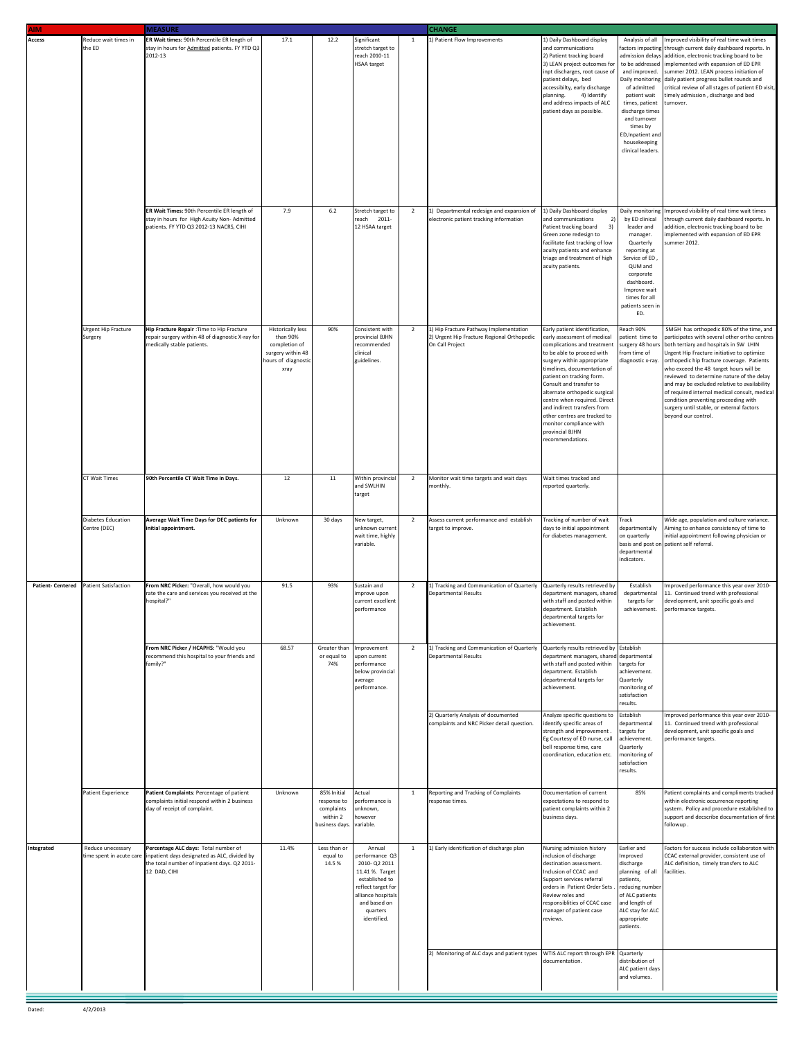| AIM | | MEASURE | | | | | CHANGE | | | |
|---|---|---|---|---|---|---|---|---|---|---|
| **Access** | Reduce wait times in the ED | **ER Wait times:** 90th Percentile ER length of stay in hours for Admitted patients. FY YTD Q3 2012-13 | 17.1 | 12.2 | Significant stretch target to reach 2010-11 HSAA target | 1 | 1) Patient Flow Improvements | 1) Daily Dashboard display and communications 2) Patient tracking board 3) LEAN project outcomes for inpt discharges, root cause of patient delays, bed accessibilty, early discharge planning. 4) Identify and address impacts of ALC patient days as possible. | Analysis of all factors impacting admission delays to be addressed and improved. Daily monitoring of admitted patient wait times, patient discharge times and turnover times by ED,Inpatient and housekeeping clinical leaders. | Improved visibility of real time wait times through current daily dashboard reports. In addition, electronic tracking board to be implemented with expansion of ED EPR summer 2012. LEAN process initiation of daily patient progress bullet rounds and critical review of all stages of patient ED visit, timely admission , discharge and bed turnover. |
| | | **ER Wait Times:** 90th Percentile ER length of stay in hours for High Acuity Non- Admitted patients. FY YTD Q3 2012-13 NACRS, CIHI | 7.9 | 6.2 | Stretch target to reach 2011-12 HSAA target | 2 | 1) Departmental redesign and expansion of electronic patient tracking information | 1) Daily Dashboard display and communications 2) Patient tracking board 3) Green zone redesign to facilitate fast tracking of low acuity patients and enhance triage and treatment of high acuity patients. | Daily monitoring by ED clinical leader and manager. Quarterly reporting at Service of ED , QUM and corporate dashboard. Improve wait times for all patients seen in ED. | Improved visibility of real time wait times through current daily dashboard reports. In addition, electronic tracking board to be implemented with expansion of ED EPR summer 2012. |
| | Urgent Hip Fracture Surgery | **Hip Fracture Repair** :Time to Hip Fracture repair surgery within 48 of diagnostic X-ray for medically stable patients. | Historically less than 90% completion of surgery within 48 hours of diagnostic xray | 90% | Consistent with provincial BJHN recommended clinical guidelines. | 2 | 1) Hip Fracture Pathway Implementation 2) Urgent Hip Fracture Regional Orthopedic On Call Project | Early patient identification, early assessment of medical complications and treatment to be able to proceed with surgery within appropriate timelines, documentation of patient on tracking form. Consult and transfer to alternate orthopedic surgical centre when required. Direct and indirect transfers from other centres are tracked to monitor compliance with provincial BJHN recommendations. | Reach 90% patient time to surgery 48 hours from time of diagnostic x-ray. | SMGH has orthopedic 80% of the time, and participates with several other ortho centres both tertiary and hospitals in SW LHIN Urgent Hip Fracture initiative to optimize orthopedic hip fracture coverage. Patients who exceed the 48 target hours will be reviewed to determine nature of the delay and may be excluded relative to availability of required internal medical consult, medical condition preventing proceeding with surgery until stable, or external factors beyond our control. |
| | CT Wait Times | **90th Percentile CT Wait Time in Days.** | 12 | 11 | Within provincial and SWLHIN target | 2 | Monitor wait time targets and wait days monthly. | Wait times tracked and reported quarterly. | | |
| | Diabetes Education Centre (DEC) | **Average Wait Time Days for DEC patients for initial appointment.** | Unknown | 30 days | New target, unknown current wait time, highly variable. | 2 | Assess current performance and establish target to improve. | Tracking of number of wait days to initial appointment for diabetes management. | Track departmentally on quarterly basis and post on departmental indicators. | Wide age, population and culture variance. Aiming to enhance consistency of time to initial appointment following physician or patient self referral. |
| **Patient- Centered** | Patient Satisfaction | **From NRC Picker:** "Overall, how would you rate the care and services you received at the hospital?" | 91.5 | 93% | Sustain and improve upon current excellent performance | 2 | 1) Tracking and Communication of Quarterly Departmental Results | Quarterly results retrieved by department managers, shared with staff and posted within department. Establish departmental targets for achievement. | Establish departmental targets for achievement. | Improved performance this year over 2010-11. Continued trend with professional development, unit specific goals and performance targets. |
| | | **From NRC Picker / HCAPHS:** "Would you recommend this hospital to your friends and family?" | 68.57 | Greater than or equal to 74% | Improvement upon current performance below provincial average performance. | 2 | 1) Tracking and Communication of Quarterly Departmental Results | Quarterly results retrieved by department managers, shared with staff and posted within department. Establish departmental targets for achievement. | Establish departmental targets for achievement. Quarterly monitoring of satisfaction results. | |
| | | | | | | | 2) Quarterly Analysis of documented complaints and NRC Picker detail question. | Analyze specific questions to identify specific areas of strength and improvement . Eg Courtesy of ED nurse, call bell response time, care coordination, education etc. | Establish departmental targets for achievement. Quarterly monitoring of satisfaction results. | Improved performance this year over 2010-11. Continued trend with professional development, unit specific goals and performance targets. |
| | Patient Experience | **Patient Complaints:** Percentage of patient complaints initial respond within 2 business day of receipt of complaint. | Unknown | 85% Initial response to complaints within 2 business days. | Actual performance is unknown, however variable. | 1 | Reporting and Tracking of Complaints response times. | Documentation of current expectations to respond to patient complaints within 2 business days. | 85% | Patient complaints and compliments tracked within electronic occurrence reporting system. Policy and procedure established to support and decscribe documentation of first followup . |
| **Integrated** | Reduce unecessary time spent in acute care | **Percentage ALC days:** Total number of inpatient days designated as ALC, divided by the total number of inpatient days. Q2 2011-12 DAD, CIHI | 11.4% | Less than or equal to 14.5 % | Annual performance Q3 2010- Q2 2011 11.41 %. Target established to reflect target for alliance hospitals and based on quarters identified. | 1 | 1) Early identification of discharge plan | Nursing admission history inclusion of discharge destination assessment. Inclusion of CCAC and Support services referral orders in Patient Order Sets . Review roles and responsiblities of CCAC case manager of patient case reviews. | Earlier and Improved discharge planning of all patients, reducing number of ALC patients and length of ALC stay for ALC appropriate patients. | Factors for success include collaboraton with CCAC external provider, consistent use of ALC definition, timely transfers to ALC facilities. |
| | | | | | | | 2) Monitoring of ALC days and patient types | WTIS ALC report through EPR documentation. | Quarterly distribution of ALC patient days and volumes. | |

Dated: 4/2/2013